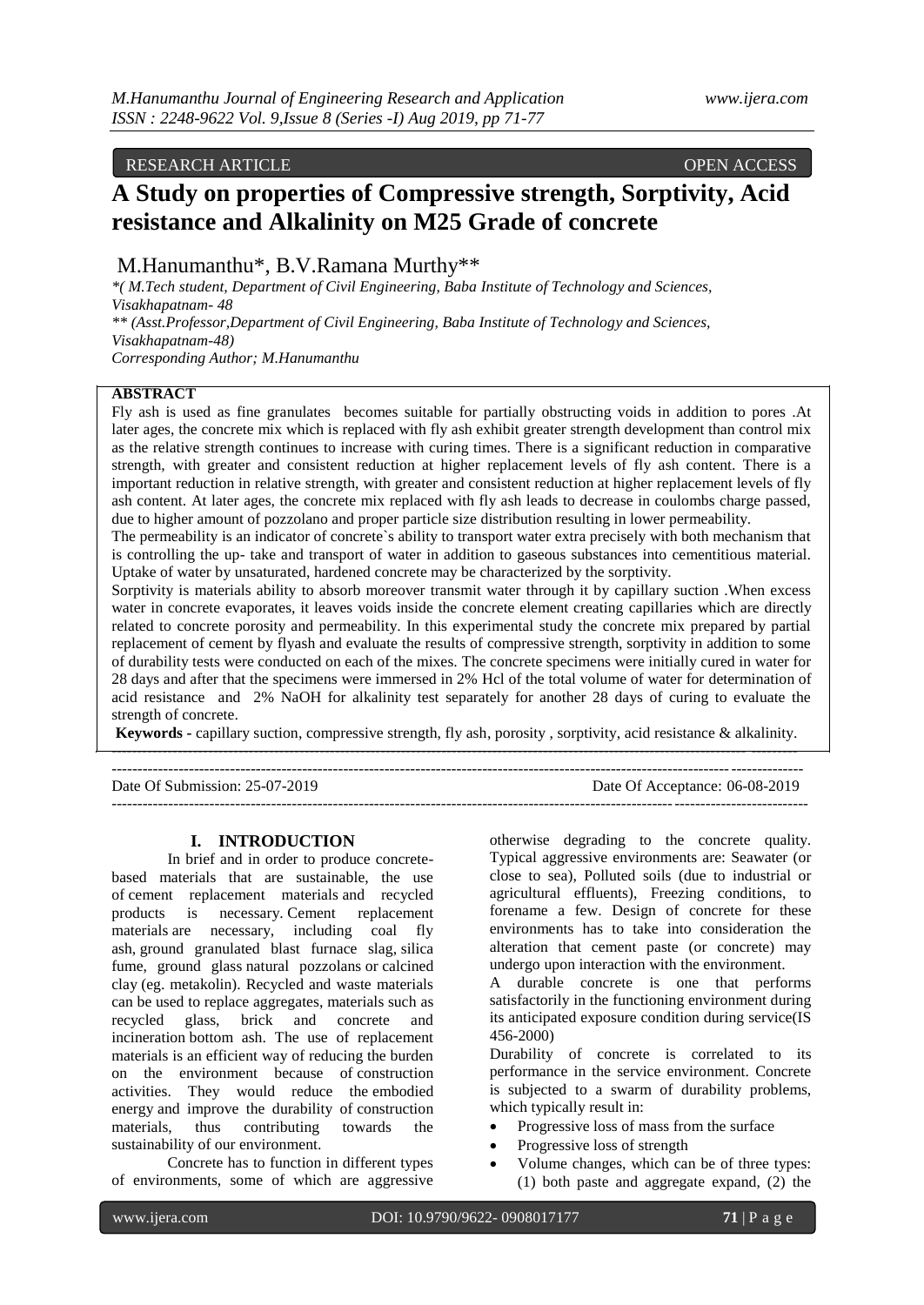RESEARCH ARTICLE OPEN ACCESS

# A Study on properties of Compressive strength, Sorptivity, Acid resistance and Alkalinity on M25 Grade of concrete

M.Hanumanthu*, B.V.Ramana Murthy**

*( M.Tech student, Department of Civil Engineering, Baba Institute of Technology and Sciences, Visakhapatnam- 48

** (Asst.Professor,Department of Civil Engineering, Baba Institute of Technology and Sciences, Visakhapatnam-48)

Corresponding Author; M.Hanumanthu

## ABSTRACT

Fly ash is used as fine granulates becomes suitable for partially obstructing voids in addition to pores .At later ages, the concrete mix which is replaced with fly ash exhibit greater strength development than control mix as the relative strength continues to increase with curing times. There is a significant reduction in comparative strength, with greater and consistent reduction at higher replacement levels of fly ash content. There is a important reduction in relative strength, with greater and consistent reduction at higher replacement levels of fly ash content. At later ages, the concrete mix replaced with fly ash leads to decrease in coulombs charge passed, due to higher amount of pozzolano and proper particle size distribution resulting in lower permeability.

The permeability is an indicator of concrete`s ability to transport water extra precisely with both mechanism that is controlling the up- take and transport of water in addition to gaseous substances into cementitious material. Uptake of water by unsaturated, hardened concrete may be characterized by the sorptivity.

Sorptivity is materials ability to absorb moreover transmit water through it by capillary suction .When excess water in concrete evaporates, it leaves voids inside the concrete element creating capillaries which are directly related to concrete porosity and permeability. In this experimental study the concrete mix prepared by partial replacement of cement by flyash and evaluate the results of compressive strength, sorptivity in addition to some of durability tests were conducted on each of the mixes. The concrete specimens were initially cured in water for 28 days and after that the specimens were immersed in 2% Hcl of the total volume of water for determination of acid resistance and 2% NaOH for alkalinity test separately for another 28 days of curing to evaluate the strength of concrete.

**Keywords -** capillary suction, compressive strength, fly ash, porosity , sorptivity, acid resistance & alkalinity.

---

Date Of Submission: 25-07-2019 Date Of Acceptance: 06-08-2019

---

## I. INTRODUCTION

In brief and in order to produce concrete-based materials that are sustainable, the use of cement replacement materials and recycled products is necessary. Cement replacement materials are necessary, including coal fly ash, ground granulated blast furnace slag, silica fume, ground glass natural pozzolans or calcined clay (eg. metakolin). Recycled and waste materials can be used to replace aggregates, materials such as recycled glass, brick and concrete and incineration bottom ash. The use of replacement materials is an efficient way of reducing the burden on the environment because of construction activities. They would reduce the embodied energy and improve the durability of construction materials, thus contributing towards the sustainability of our environment.

Concrete has to function in different types of environments, some of which are aggressive otherwise degrading to the concrete quality. Typical aggressive environments are: Seawater (or close to sea), Polluted soils (due to industrial or agricultural effluents), Freezing conditions, to forename a few. Design of concrete for these environments has to take into consideration the alteration that cement paste (or concrete) may undergo upon interaction with the environment.

A durable concrete is one that performs satisfactorily in the functioning environment during its anticipated exposure condition during service(IS 456-2000)

Durability of concrete is correlated to its performance in the service environment. Concrete is subjected to a swarm of durability problems, which typically result in:

- Progressive loss of mass from the surface
- Progressive loss of strength
- Volume changes, which can be of three types: (1) both paste and aggregate expand, (2) the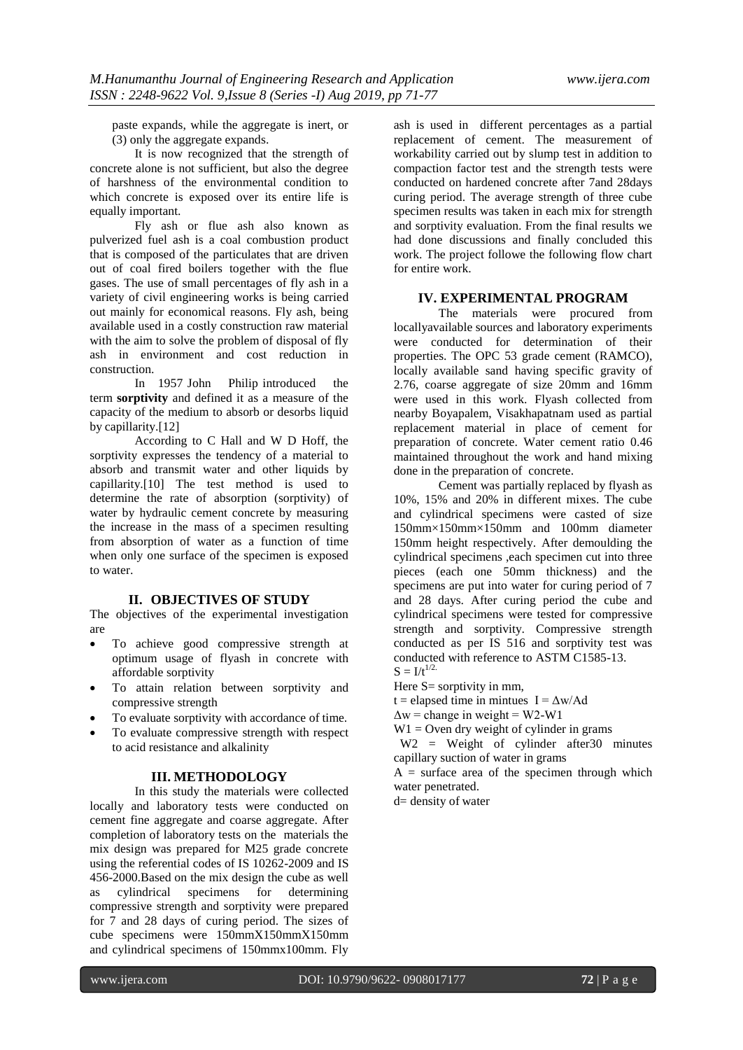paste expands, while the aggregate is inert, or (3) only the aggregate expands.

It is now recognized that the strength of concrete alone is not sufficient, but also the degree of harshness of the environmental condition to which concrete is exposed over its entire life is equally important.

Fly ash or flue ash also known as pulverized fuel ash is a coal combustion product that is composed of the particulates that are driven out of coal fired boilers together with the flue gases. The use of small percentages of fly ash in a variety of civil engineering works is being carried out mainly for economical reasons. Fly ash, being available used in a costly construction raw material with the aim to solve the problem of disposal of fly ash in environment and cost reduction in construction.

In 1957 John Philip introduced the term **sorptivity** and defined it as a measure of the capacity of the medium to absorb or desorbs liquid by capillarity.[12]

According to C Hall and W D Hoff, the sorptivity expresses the tendency of a material to absorb and transmit water and other liquids by capillarity.[10] The test method is used to determine the rate of absorption (sorptivity) of water by hydraulic cement concrete by measuring the increase in the mass of a specimen resulting from absorption of water as a function of time when only one surface of the specimen is exposed to water.

## II. OBJECTIVES OF STUDY

The objectives of the experimental investigation are

- To achieve good compressive strength at optimum usage of flyash in concrete with affordable sorptivity
- To attain relation between sorptivity and compressive strength
- To evaluate sorptivity with accordance of time.
- To evaluate compressive strength with respect to acid resistance and alkalinity

## III. METHODOLOGY

In this study the materials were collected locally and laboratory tests were conducted on cement fine aggregate and coarse aggregate. After completion of laboratory tests on the materials the mix design was prepared for M25 grade concrete using the referential codes of IS 10262-2009 and IS 456-2000.Based on the mix design the cube as well as cylindrical specimens for determining compressive strength and sorptivity were prepared for 7 and 28 days of curing period. The sizes of cube specimens were 150mmX150mmX150mm and cylindrical specimens of 150mmx100mm. Fly ash is used in different percentages as a partial replacement of cement. The measurement of workability carried out by slump test in addition to compaction factor test and the strength tests were conducted on hardened concrete after 7and 28days curing period. The average strength of three cube specimen results was taken in each mix for strength and sorptivity evaluation. From the final results we had done discussions and finally concluded this work. The project followe the following flow chart for entire work.

## IV. EXPERIMENTAL PROGRAM

The materials were procured from locallyavailable sources and laboratory experiments were conducted for determination of their properties. The OPC 53 grade cement (RAMCO), locally available sand having specific gravity of 2.76, coarse aggregate of size 20mm and 16mm were used in this work. Flyash collected from nearby Boyapalem, Visakhapatnam used as partial replacement material in place of cement for preparation of concrete. Water cement ratio 0.46 maintained throughout the work and hand mixing done in the preparation of concrete.

Cement was partially replaced by flyash as 10%, 15% and 20% in different mixes. The cube and cylindrical specimens were casted of size 150mm×150mm×150mm and 100mm diameter 150mm height respectively. After demoulding the cylindrical specimens ,each specimen cut into three pieces (each one 50mm thickness) and the specimens are put into water for curing period of 7 and 28 days. After curing period the cube and cylindrical specimens were tested for compressive strength and sorptivity. Compressive strength conducted as per IS 516 and sorptivity test was conducted with reference to ASTM C1585-13.

$S = I/t^{1/2.}$

Here S= sorptivity in mm,

t = elapsed time in mintues $I = \Delta w/Ad$

$\Delta w$ = change in weight = W2-W1

W1 = Oven dry weight of cylinder in grams

W2 = Weight of cylinder after30 minutes capillary suction of water in grams

A = surface area of the specimen through which water penetrated.

d= density of water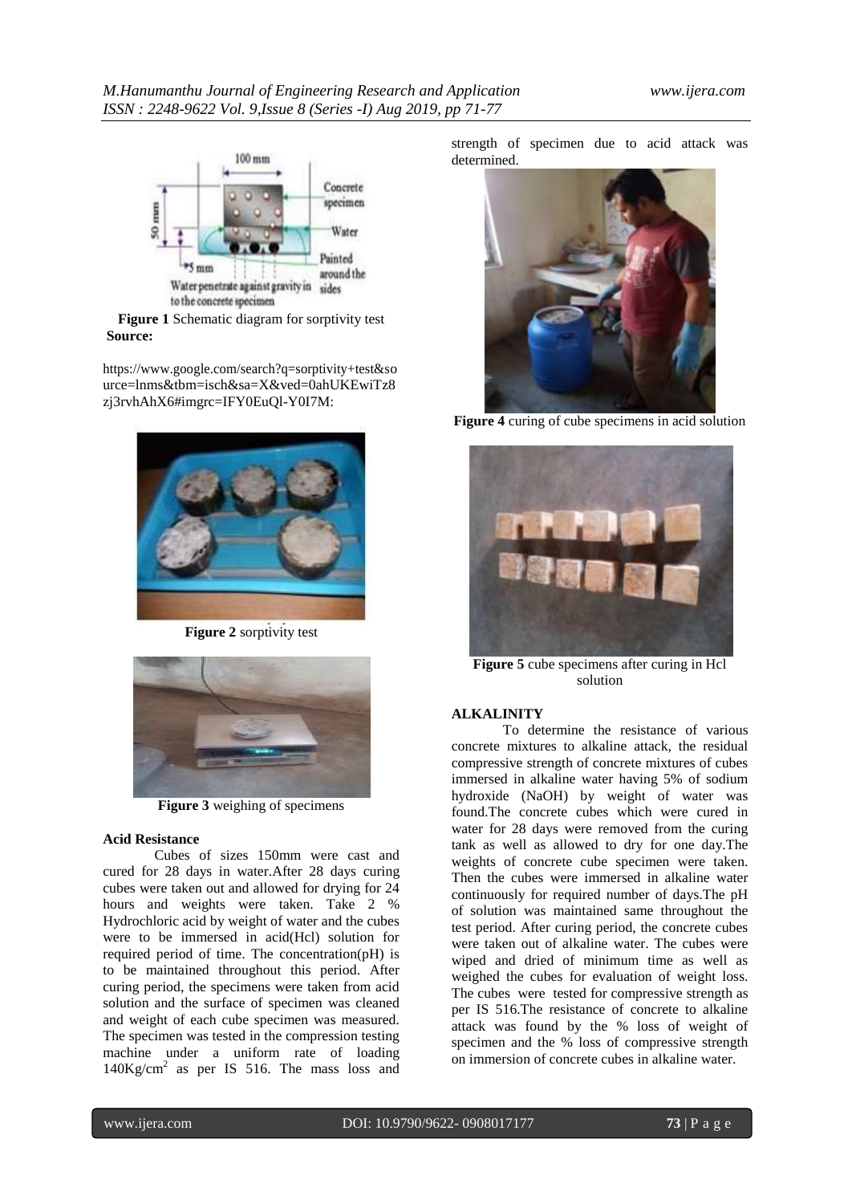**Figure 1** Schematic diagram for sorptivity test
**Source:**

https://www.google.com/search?q=sorptivity+test&source=lnms&tbm=isch&sa=X&ved=0ahUKEwiTz8zj3rvhAhX6#imgrc=IFY0EuQl-Y0I7M:

**Figure 2** sorptivity test

**Figure 3** weighing of specimens

**Acid Resistance**

Cubes of sizes 150mm were cast and cured for 28 days in water.After 28 days curing cubes were taken out and allowed for drying for 24 hours and weights were taken. Take 2 % Hydrochloric acid by weight of water and the cubes were to be immersed in acid(Hcl) solution for required period of time. The concentration(pH) is to be maintained throughout this period. After curing period, the specimens were taken from acid solution and the surface of specimen was cleaned and weight of each cube specimen was measured. The specimen was tested in the compression testing machine under a uniform rate of loading $140Kg/cm^2$ as per IS 516. The mass loss and strength of specimen due to acid attack was determined.

**Figure 4** curing of cube specimens in acid solution

**Figure 5** cube specimens after curing in Hcl solution

**ALKALINITY**

To determine the resistance of various concrete mixtures to alkaline attack, the residual compressive strength of concrete mixtures of cubes immersed in alkaline water having 5% of sodium hydroxide (NaOH) by weight of water was found.The concrete cubes which were cured in water for 28 days were removed from the curing tank as well as allowed to dry for one day.The weights of concrete cube specimen were taken. Then the cubes were immersed in alkaline water continuously for required number of days.The pH of solution was maintained same throughout the test period. After curing period, the concrete cubes were taken out of alkaline water. The cubes were wiped and dried of minimum time as well as weighed the cubes for evaluation of weight loss. The cubes were tested for compressive strength as per IS 516.The resistance of concrete to alkaline attack was found by the % loss of weight of specimen and the % loss of compressive strength on immersion of concrete cubes in alkaline water.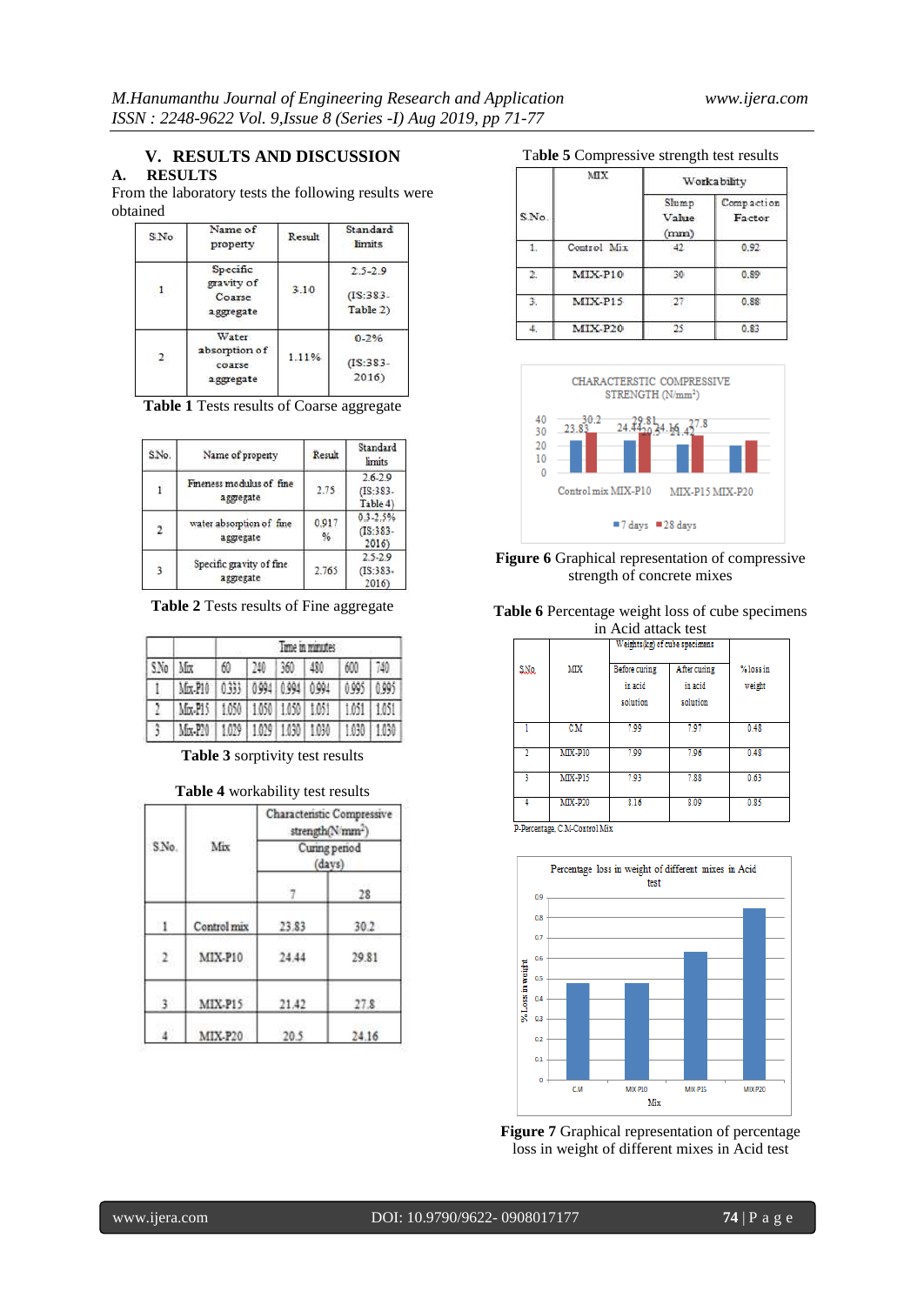## V. RESULTS AND DISCUSSION

### A. RESULTS

From the laboratory tests the following results were obtained

| S.No | Name of property | Result | Standard limits |
|---|---|---|---|
| 1 | Specific gravity of Coarse aggregate | 3.10 | 2.5-2.9 (IS:383-Table 2) |
| 2 | Water absorption of coarse aggregate | 1.11% | 0-2% (IS:383-2016) |

**Table 1** Tests results of Coarse aggregate

| S.No. | Name of property | Result | Standard limits |
|---|---|---|---|
| 1 | Fineness modulus of fine aggregate | 2.75 | 2.6-2.9 (IS:383-Table 4) |
| 2 | water absorption of fine aggregate | 0.917 % | 0.3-2.5% (IS:383-2016) |
| 3 | Specific gravity of fine aggregate | 2.765 | 2.5-2.9 (IS:383-2016) |

**Table 2** Tests results of Fine aggregate

| S.No | Mix | Time in minutes | | | | | |
|---|---|---|---|---|---|---|---|
| | | 60 | 240 | 360 | 480 | 600 | 740 |
| 1 | Mix-P10 | 0.333 | 0.994 | 0.994 | 0.994 | 0.995 | 0.995 |
| 2 | Mix-P15 | 1.050 | 1.050 | 1.050 | 1.051 | 1.051 | 1.051 |
| 3 | Mix-P20 | 1.029 | 1.029 | 1.030 | 1.030 | 1.030 | 1.030 |

**Table 3** sorptivity test results

**Table 4** workability test results

| S.No. | Mix | Characteristic Compressive strength(N/mm²) Curing period (days) | |
|---|---|---|---|
| | | 7 | 28 |
| 1 | Control mix | 23.83 | 30.2 |
| 2 | MIX-P10 | 24.44 | 29.81 |
| 3 | MIX-P15 | 21.42 | 27.8 |
| 4 | MIX-P20 | 20.5 | 24.16 |

**Table 5** Compressive strength test results

| S.No. | MIX | Workability | |
|---|---|---|---|
| | | Slump Value (mm) | Compaction Factor |
| 1. | Control Mix | 42 | 0.92 |
| 2. | MIX-P10 | 30 | 0.89 |
| 3. | MIX-P15 | 27 | 0.88 |
| 4. | MIX-P20 | 25 | 0.83 |

**Figure 6** Graphical representation of compressive strength of concrete mixes

**Table 6** Percentage weight loss of cube specimens in Acid attack test

| S.No. | MIX | Weights(kg) of cube specimens | | % loss in weight |
|---|---|---|---|---|
| | | Before curing in acid solution | After curing in acid solution | |
| 1 | CM | 7.99 | 7.97 | 0.48 |
| 2 | MIX-P10 | 7.99 | 7.96 | 0.48 |
| 3 | MIX-P15 | 7.93 | 7.88 | 0.63 |
| 4 | MIX-P20 | 8.16 | 8.09 | 0.85 |

P-Percentage, C.M-Control Mix

**Figure 7** Graphical representation of percentage loss in weight of different mixes in Acid test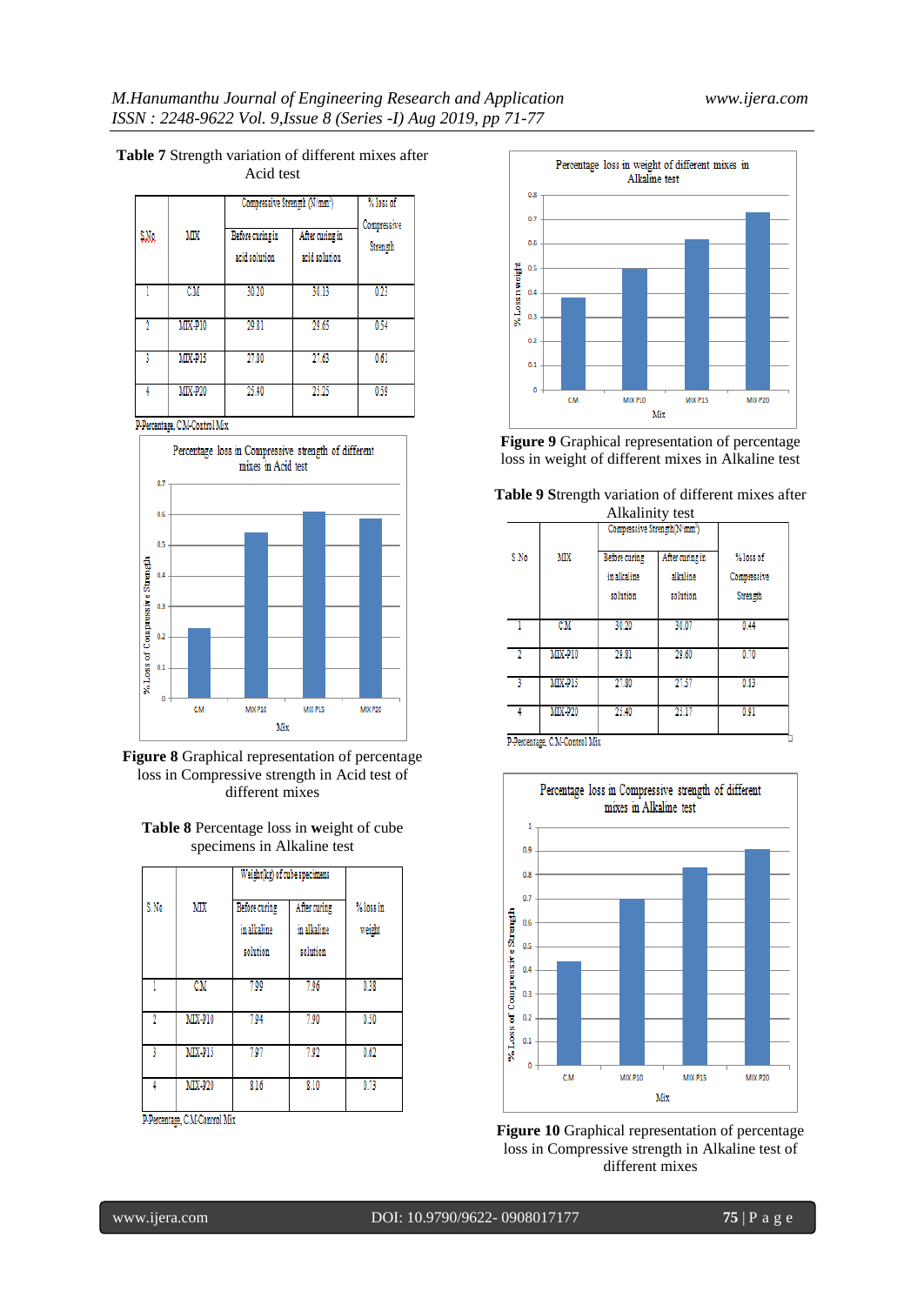**Table 7** Strength variation of different mixes after Acid test

| S.No. | MIX | Compressive Strength (N/mm$^2$) | | % loss of Compressive Strength |
|---|---|---|---|---|
| | | Before curing in acid solution | After curing in acid solution | |
| 1 | CM | 30.20 | 30.13 | 0.23 |
| 2 | MIX-P10 | 29.81 | 29.65 | 0.54 |
| 3 | MIX-P15 | 27.80 | 27.63 | 0.61 |
| 4 | MIX-P20 | 25.40 | 25.25 | 0.59 |

P-Percentage, C.M-Control Mix

**Figure 8** Graphical representation of percentage loss in Compressive strength in Acid test of different mixes

**Table 8** Percentage loss in **w**eight of cube specimens in Alkaline test

| S. No | MIX | Weight(kg) of cube specimens | | % loss in weight |
|---|---|---|---|---|
| | | Before curing in alkaline solution | After curing in alkaline solution | |
| 1 | CM | 7.99 | 7.96 | 0.38 |
| 2 | MIX-P10 | 7.94 | 7.90 | 0.50 |
| 3 | MIX-P15 | 7.97 | 7.92 | 0.62 |
| 4 | MIX-P20 | 8.16 | 8.10 | 0.73 |

P-Percentage, C.M-Control Mix

**Figure 9** Graphical representation of percentage loss in weight of different mixes in Alkaline test

**Table 9 S**trength variation of different mixes after Alkalinity test

| S.No | MIX | Compressive Strength(N/mm$^2$) | | % loss of Compressive Strength |
|---|---|---|---|---|
| | | Before curing in alkaline solution | After curing in alkaline solution | |
| 1 | CM | 30.20 | 30.07 | 0.44 |
| 2 | MIX-P10 | 29.81 | 29.60 | 0.70 |
| 3 | MIX-P15 | 27.80 | 27.57 | 0.83 |
| 4 | MIX-P20 | 25.40 | 25.17 | 0.91 |

P-Percentage, C.M-Control Mix

**Figure 10** Graphical representation of percentage loss in Compressive strength in Alkaline test of different mixes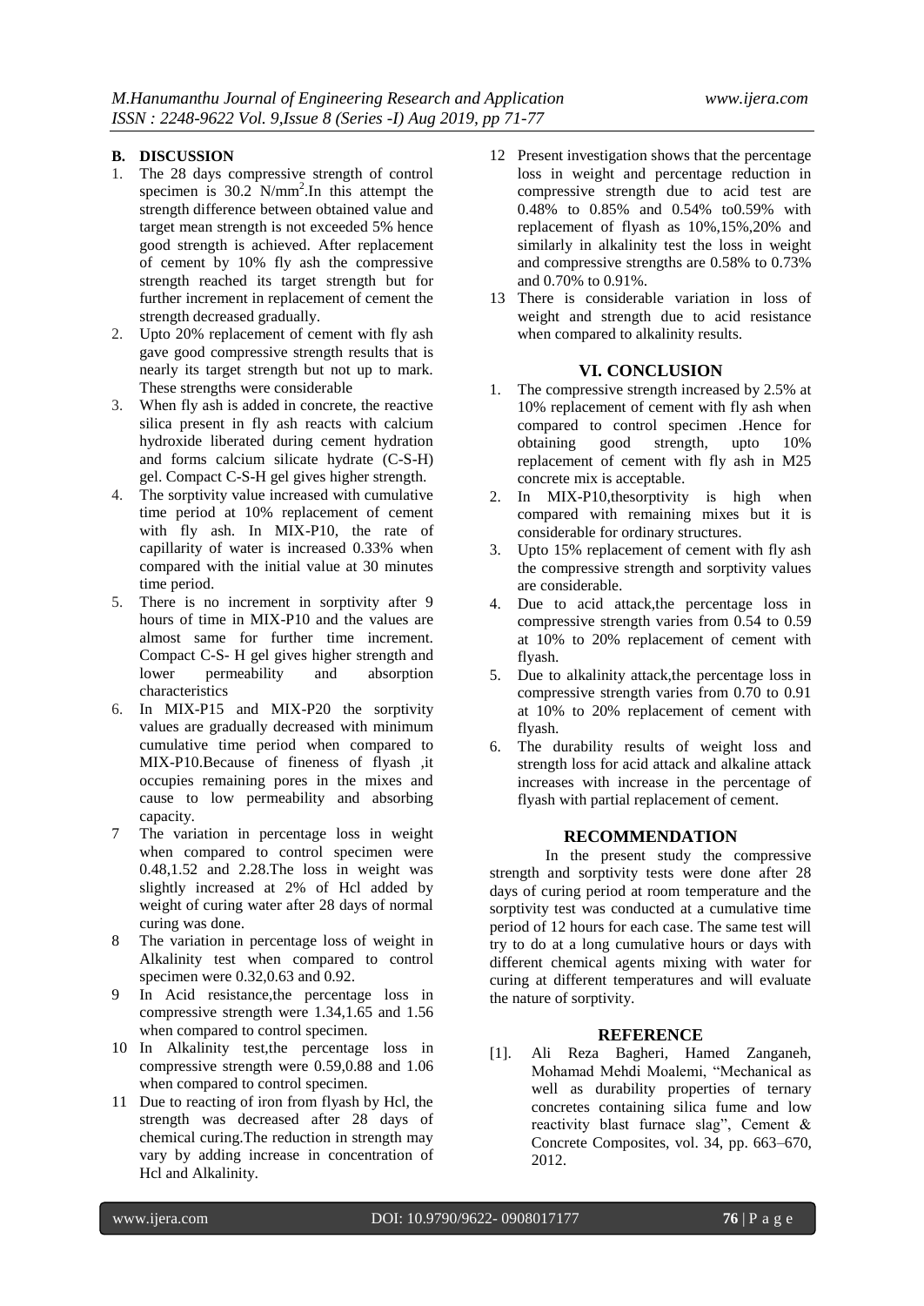### B. DISCUSSION

1. The 28 days compressive strength of control specimen is 30.2 $N/mm^2$.In this attempt the strength difference between obtained value and target mean strength is not exceeded 5% hence good strength is achieved. After replacement of cement by 10% fly ash the compressive strength reached its target strength but for further increment in replacement of cement the strength decreased gradually.
2. Upto 20% replacement of cement with fly ash gave good compressive strength results that is nearly its target strength but not up to mark. These strengths were considerable
3. When fly ash is added in concrete, the reactive silica present in fly ash reacts with calcium hydroxide liberated during cement hydration and forms calcium silicate hydrate (C-S-H) gel. Compact C-S-H gel gives higher strength.
4. The sorptivity value increased with cumulative time period at 10% replacement of cement with fly ash. In MIX-P10, the rate of capillarity of water is increased 0.33% when compared with the initial value at 30 minutes time period.
5. There is no increment in sorptivity after 9 hours of time in MIX-P10 and the values are almost same for further time increment. Compact C-S- H gel gives higher strength and lower permeability and absorption characteristics
6. In MIX-P15 and MIX-P20 the sorptivity values are gradually decreased with minimum cumulative time period when compared to MIX-P10.Because of fineness of flyash ,it occupies remaining pores in the mixes and cause to low permeability and absorbing capacity.
7. The variation in percentage loss in weight when compared to control specimen were 0.48,1.52 and 2.28.The loss in weight was slightly increased at 2% of Hcl added by weight of curing water after 28 days of normal curing was done.
8. The variation in percentage loss of weight in Alkalinity test when compared to control specimen were 0.32,0.63 and 0.92.
9. In Acid resistance,the percentage loss in compressive strength were 1.34,1.65 and 1.56 when compared to control specimen.
10. In Alkalinity test,the percentage loss in compressive strength were 0.59,0.88 and 1.06 when compared to control specimen.
11. Due to reacting of iron from flyash by Hcl, the strength was decreased after 28 days of chemical curing.The reduction in strength may vary by adding increase in concentration of Hcl and Alkalinity.
12. Present investigation shows that the percentage loss in weight and percentage reduction in compressive strength due to acid test are 0.48% to 0.85% and 0.54% to0.59% with replacement of flyash as 10%,15%,20% and similarly in alkalinity test the loss in weight and compressive strengths are 0.58% to 0.73% and 0.70% to 0.91%.
13. There is considerable variation in loss of weight and strength due to acid resistance when compared to alkalinity results.

## VI. CONCLUSION

1. The compressive strength increased by 2.5% at 10% replacement of cement with fly ash when compared to control specimen .Hence for obtaining good strength, upto 10% replacement of cement with fly ash in M25 concrete mix is acceptable.
2. In MIX-P10,thesorptivity is high when compared with remaining mixes but it is considerable for ordinary structures.
3. Upto 15% replacement of cement with fly ash the compressive strength and sorptivity values are considerable.
4. Due to acid attack,the percentage loss in compressive strength varies from 0.54 to 0.59 at 10% to 20% replacement of cement with flyash.
5. Due to alkalinity attack,the percentage loss in compressive strength varies from 0.70 to 0.91 at 10% to 20% replacement of cement with flyash.
6. The durability results of weight loss and strength loss for acid attack and alkaline attack increases with increase in the percentage of flyash with partial replacement of cement.

## RECOMMENDATION

In the present study the compressive strength and sorptivity tests were done after 28 days of curing period at room temperature and the sorptivity test was conducted at a cumulative time period of 12 hours for each case. The same test will try to do at a long cumulative hours or days with different chemical agents mixing with water for curing at different temperatures and will evaluate the nature of sorptivity.

## REFERENCE

[1]. Ali Reza Bagheri, Hamed Zanganeh, Mohamad Mehdi Moalemi, "Mechanical as well as durability properties of ternary concretes containing silica fume and low reactivity blast furnace slag", Cement & Concrete Composites, vol. 34, pp. 663–670, 2012.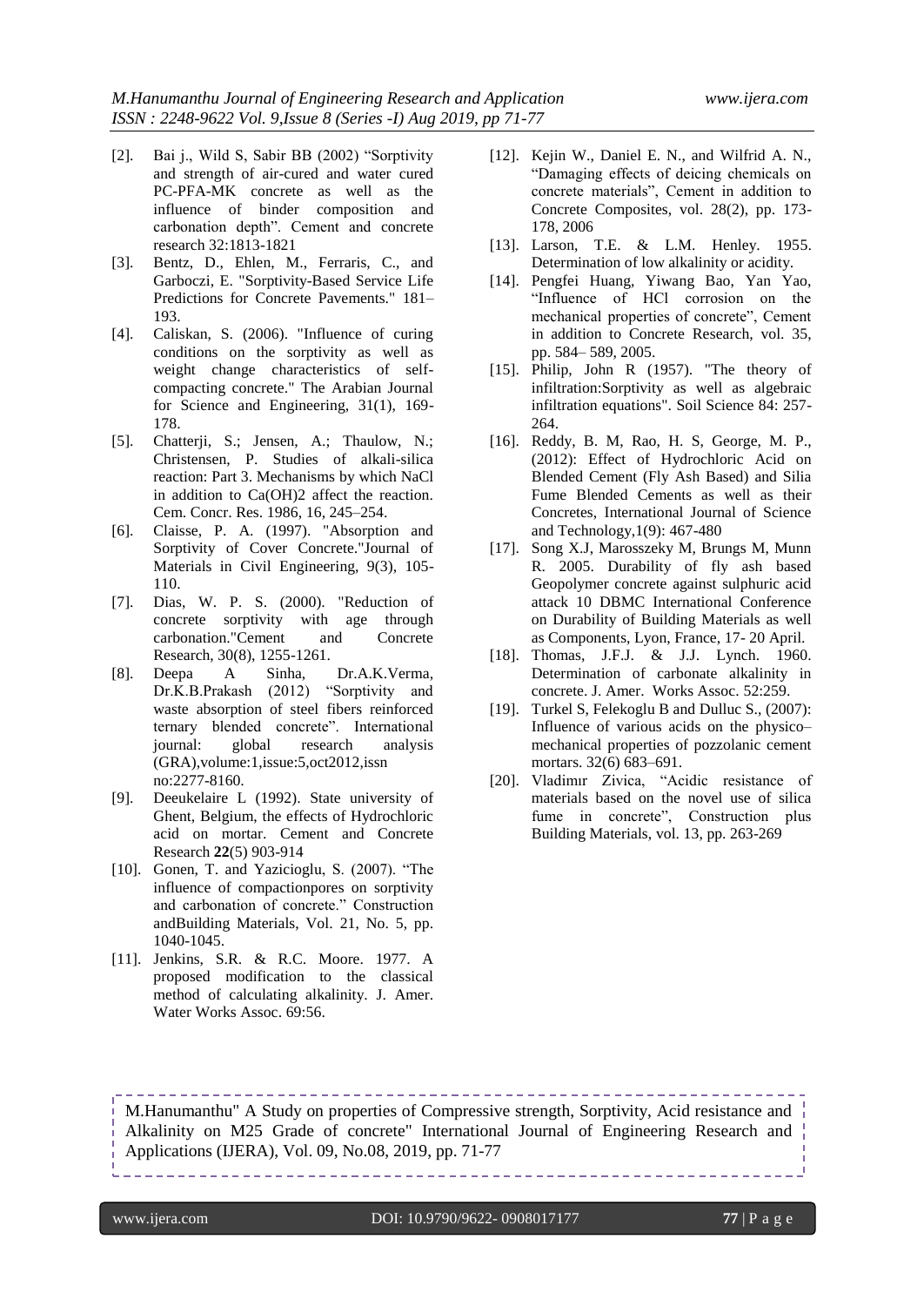[2]. Bai j., Wild S, Sabir BB (2002) "Sorptivity and strength of air-cured and water cured PC-PFA-MK concrete as well as the influence of binder composition and carbonation depth". Cement and concrete research 32:1813-1821

[3]. Bentz, D., Ehlen, M., Ferraris, C., and Garboczi, E. "Sorptivity-Based Service Life Predictions for Concrete Pavements." 181–193.

[4]. Caliskan, S. (2006). "Influence of curing conditions on the sorptivity as well as weight change characteristics of self-compacting concrete." The Arabian Journal for Science and Engineering, 31(1), 169-178.

[5]. Chatterji, S.; Jensen, A.; Thaulow, N.; Christensen, P. Studies of alkali-silica reaction: Part 3. Mechanisms by which NaCl in addition to $Ca(OH)_2$ affect the reaction. Cem. Concr. Res. 1986, 16, 245–254.

[6]. Claisse, P. A. (1997). "Absorption and Sorptivity of Cover Concrete."Journal of Materials in Civil Engineering, 9(3), 105-110.

[7]. Dias, W. P. S. (2000). "Reduction of concrete sorptivity with age through carbonation."Cement and Concrete Research, 30(8), 1255-1261.

[8]. Deepa A Sinha, Dr.A.K.Verma, Dr.K.B.Prakash (2012) "Sorptivity and waste absorption of steel fibers reinforced ternary blended concrete". International journal: global research analysis (GRA),volume:1,issue:5,oct2012,issn no:2277-8160.

[9]. Deeukelaire L (1992). State university of Ghent, Belgium, the effects of Hydrochloric acid on mortar. Cement and Concrete Research **22**(5) 903-914

[10]. Gonen, T. and Yazicioglu, S. (2007). "The influence of compactionpores on sorptivity and carbonation of concrete." Construction andBuilding Materials, Vol. 21, No. 5, pp. 1040-1045.

[11]. Jenkins, S.R. & R.C. Moore. 1977. A proposed modification to the classical method of calculating alkalinity. J. Amer. Water Works Assoc. 69:56.

[12]. Kejin W., Daniel E. N., and Wilfrid A. N., "Damaging effects of deicing chemicals on concrete materials", Cement in addition to Concrete Composites, vol. 28(2), pp. 173-178, 2006

[13]. Larson, T.E. & L.M. Henley. 1955. Determination of low alkalinity or acidity.

[14]. Pengfei Huang, Yiwang Bao, Yan Yao, "Influence of HCl corrosion on the mechanical properties of concrete", Cement in addition to Concrete Research, vol. 35, pp. 584– 589, 2005.

[15]. Philip, John R (1957). "The theory of infiltration:Sorptivity as well as algebraic infiltration equations". Soil Science 84: 257-264.

[16]. Reddy, B. M, Rao, H. S, George, M. P., (2012): Effect of Hydrochloric Acid on Blended Cement (Fly Ash Based) and Silia Fume Blended Cements as well as their Concretes, International Journal of Science and Technology,1(9): 467-480

[17]. Song X.J, Marosszeky M, Brungs M, Munn R. 2005. Durability of fly ash based Geopolymer concrete against sulphuric acid attack 10 DBMC International Conference on Durability of Building Materials as well as Components, Lyon, France, 17- 20 April.

[18]. Thomas, J.F.J. & J.J. Lynch. 1960. Determination of carbonate alkalinity in concrete. J. Amer. Works Assoc. 52:259.

[19]. Turkel S, Felekoglu B and Dulluc S., (2007): Influence of various acids on the physico–mechanical properties of pozzolanic cement mortars. 32(6) 683–691.

[20]. Vladimır Zivica, "Acidic resistance of materials based on the novel use of silica fume in concrete", Construction plus Building Materials, vol. 13, pp. 263-269

M.Hanumanthu" A Study on properties of Compressive strength, Sorptivity, Acid resistance and Alkalinity on M25 Grade of concrete" International Journal of Engineering Research and Applications (IJERA), Vol. 09, No.08, 2019, pp. 71-77